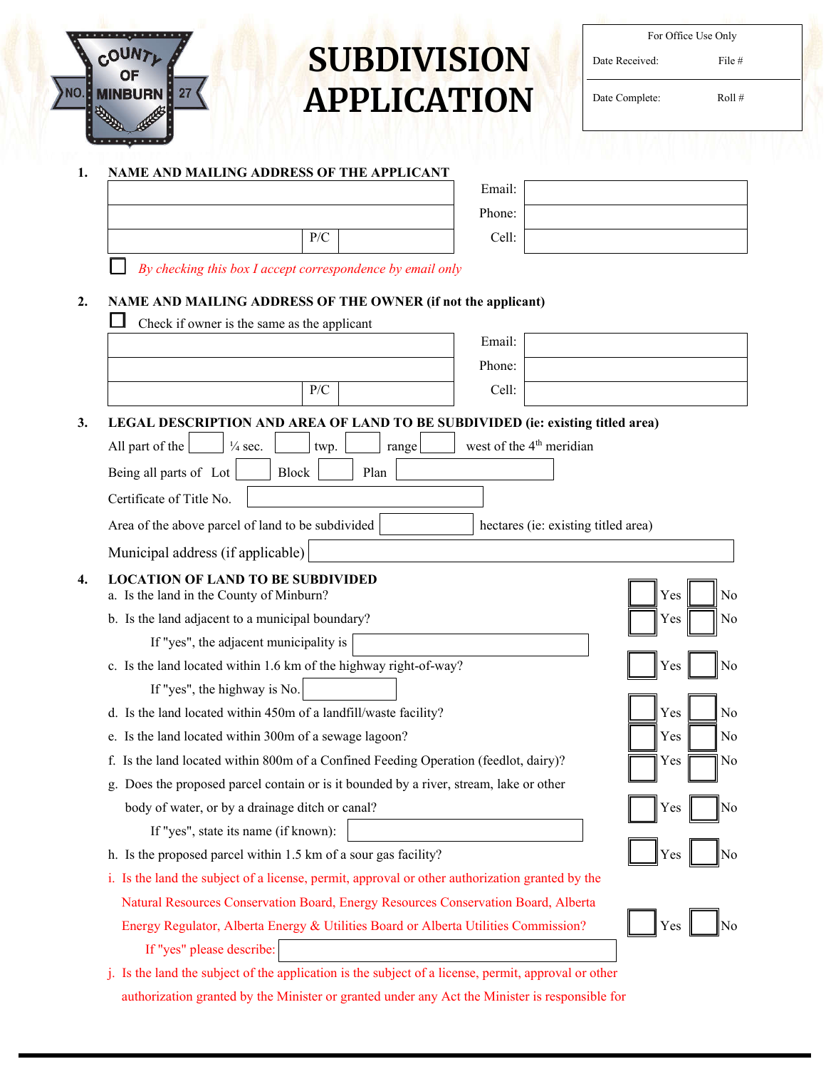COUNTY OF NO. MINBURN 27

# SUBDIVISION APPLICATION

| For Office Use Only | |
|---|---|
| Date Received: | File # |
| Date Complete: | Roll # |

**1. NAME AND MAILING ADDRESS OF THE APPLICANT**

| | | Email: | |
|---|---|---|---|
| | | Phone: | |
| | P/C | Cell: | |

☐ *By checking this box I accept correspondence by email only*

**2. NAME AND MAILING ADDRESS OF THE OWNER (if not the applicant)**

☐ Check if owner is the same as the applicant

| | | Email: | |
|---|---|---|---|
| | | Phone: | |
| | P/C | Cell: | |

**3. LEGAL DESCRIPTION AND AREA OF LAND TO BE SUBDIVIDED (ie: existing titled area)**

All part of the ______ ¼ sec. ______ twp. ______ range ______ west of the 4th meridian

Being all parts of Lot ______ Block ______ Plan ______

Certificate of Title No. ______

Area of the above parcel of land to be subdivided ______ hectares (ie: existing titled area)

Municipal address (if applicable) ______

**4. LOCATION OF LAND TO BE SUBDIVIDED**

a. Is the land in the County of Minburn? ☐ Yes ☐ No

b. Is the land adjacent to a municipal boundary? ☐ Yes ☐ No

If "yes", the adjacent municipality is ______

c. Is the land located within 1.6 km of the highway right-of-way? ☐ Yes ☐ No

If "yes", the highway is No. ______

d. Is the land located within 450m of a landfill/waste facility? ☐ Yes ☐ No

e. Is the land located within 300m of a sewage lagoon? ☐ Yes ☐ No

f. Is the land located within 800m of a Confined Feeding Operation (feedlot, dairy)? ☐ Yes ☐ No

g. Does the proposed parcel contain or is it bounded by a river, stream, lake or other body of water, or by a drainage ditch or canal? ☐ Yes ☐ No

If "yes", state its name (if known): ______

h. Is the proposed parcel within 1.5 km of a sour gas facility? ☐ Yes ☐ No

i. Is the land the subject of a license, permit, approval or other authorization granted by the Natural Resources Conservation Board, Energy Resources Conservation Board, Alberta Energy Regulator, Alberta Energy & Utilities Board or Alberta Utilities Commission? ☐ Yes ☐ No

If "yes" please describe: ______

j. Is the land the subject of the application is the subject of a license, permit, approval or other authorization granted by the Minister or granted under any Act the Minister is responsible for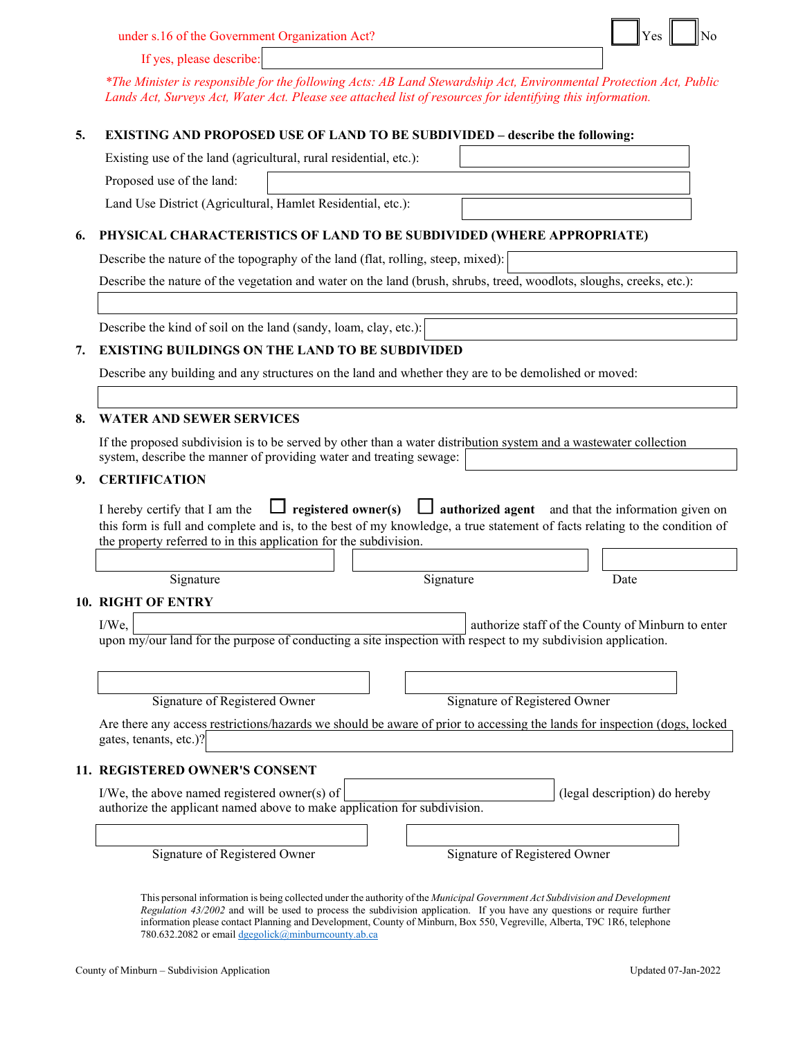under s.16 of the Government Organization Act? ☐ Yes ☐ No

If yes, please describe: ______

*The Minister is responsible for the following Acts: AB Land Stewardship Act, Environmental Protection Act, Public Lands Act, Surveys Act, Water Act. Please see attached list of resources for identifying this information.*

**5. EXISTING AND PROPOSED USE OF LAND TO BE SUBDIVIDED – describe the following:**

Existing use of the land (agricultural, rural residential, etc.): ______

Proposed use of the land: ______

Land Use District (Agricultural, Hamlet Residential, etc.): ______

**6. PHYSICAL CHARACTERISTICS OF LAND TO BE SUBDIVIDED (WHERE APPROPRIATE)**

Describe the nature of the topography of the land (flat, rolling, steep, mixed): ______

Describe the nature of the vegetation and water on the land (brush, shrubs, treed, woodlots, sloughs, creeks, etc.):

______

Describe the kind of soil on the land (sandy, loam, clay, etc.): ______

**7. EXISTING BUILDINGS ON THE LAND TO BE SUBDIVIDED**

Describe any building and any structures on the land and whether they are to be demolished or moved:

______

**8. WATER AND SEWER SERVICES**

If the proposed subdivision is to be served by other than a water distribution system and a wastewater collection system, describe the manner of providing water and treating sewage: ______

**9. CERTIFICATION**

I hereby certify that I am the ☐ **registered owner(s)** ☐ **authorized agent** and that the information given on this form is full and complete and is, to the best of my knowledge, a true statement of facts relating to the condition of the property referred to in this application for the subdivision.

______ Signature ______ Signature ______ Date

**10. RIGHT OF ENTRY**

I/We, ______ authorize staff of the County of Minburn to enter upon my/our land for the purpose of conducting a site inspection with respect to my subdivision application.

______ Signature of Registered Owner ______ Signature of Registered Owner

Are there any access restrictions/hazards we should be aware of prior to accessing the lands for inspection (dogs, locked gates, tenants, etc.)? ______

**11. REGISTERED OWNER'S CONSENT**

I/We, the above named registered owner(s) of ______ (legal description) do hereby authorize the applicant named above to make application for subdivision.

______ Signature of Registered Owner ______ Signature of Registered Owner

This personal information is being collected under the authority of the *Municipal Government Act Subdivision and Development Regulation 43/2002* and will be used to process the subdivision application. If you have any questions or require further information please contact Planning and Development, County of Minburn, Box 550, Vegreville, Alberta, T9C 1R6, telephone 780.632.2082 or email dgegolick@minburncounty.ab.ca